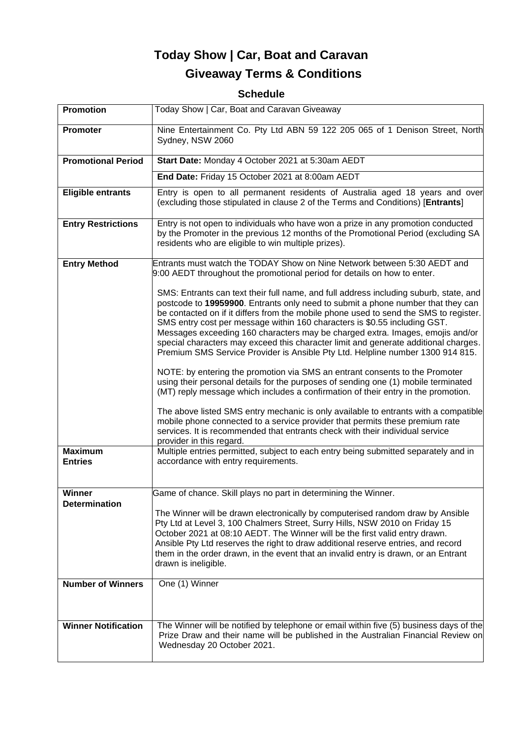# Today Show | Car, Boat and Caravan Giveaway Terms & Conditions

## Schedule

| | |
|---|---|
| **Promotion** | Today Show \| Car, Boat and Caravan Giveaway |
| **Promoter** | Nine Entertainment Co. Pty Ltd ABN 59 122 205 065 of 1 Denison Street, North Sydney, NSW 2060 |
| **Promotional Period** | **Start Date:** Monday 4 October 2021 at 5:30am AEDT<br>**End Date:** Friday 15 October 2021 at 8:00am AEDT |
| **Eligible entrants** | Entry is open to all permanent residents of Australia aged 18 years and over (excluding those stipulated in clause 2 of the Terms and Conditions) [**Entrants**] |
| **Entry Restrictions** | Entry is not open to individuals who have won a prize in any promotion conducted by the Promoter in the previous 12 months of the Promotional Period (excluding SA residents who are eligible to win multiple prizes). |
| **Entry Method** | Entrants must watch the TODAY Show on Nine Network between 5:30 AEDT and 9:00 AEDT throughout the promotional period for details on how to enter.<br><br>SMS: Entrants can text their full name, and full address including suburb, state, and postcode to **19959900**. Entrants only need to submit a phone number that they can be contacted on if it differs from the mobile phone used to send the SMS to register. SMS entry cost per message within 160 characters is $0.55 including GST. Messages exceeding 160 characters may be charged extra. Images, emojis and/or special characters may exceed this character limit and generate additional charges. Premium SMS Service Provider is Ansible Pty Ltd. Helpline number 1300 914 815.<br><br>NOTE: by entering the promotion via SMS an entrant consents to the Promoter using their personal details for the purposes of sending one (1) mobile terminated (MT) reply message which includes a confirmation of their entry in the promotion.<br><br>The above listed SMS entry mechanic is only available to entrants with a compatible mobile phone connected to a service provider that permits these premium rate services. It is recommended that entrants check with their individual service provider in this regard. |
| **Maximum Entries** | Multiple entries permitted, subject to each entry being submitted separately and in accordance with entry requirements. |
| **Winner Determination** | Game of chance. Skill plays no part in determining the Winner.<br><br>The Winner will be drawn electronically by computerised random draw by Ansible Pty Ltd at Level 3, 100 Chalmers Street, Surry Hills, NSW 2010 on Friday 15 October 2021 at 08:10 AEDT. The Winner will be the first valid entry drawn. Ansible Pty Ltd reserves the right to draw additional reserve entries, and record them in the order drawn, in the event that an invalid entry is drawn, or an Entrant drawn is ineligible. |
| **Number of Winners** | One (1) Winner |
| **Winner Notification** | The Winner will be notified by telephone or email within five (5) business days of the Prize Draw and their name will be published in the Australian Financial Review on Wednesday 20 October 2021. |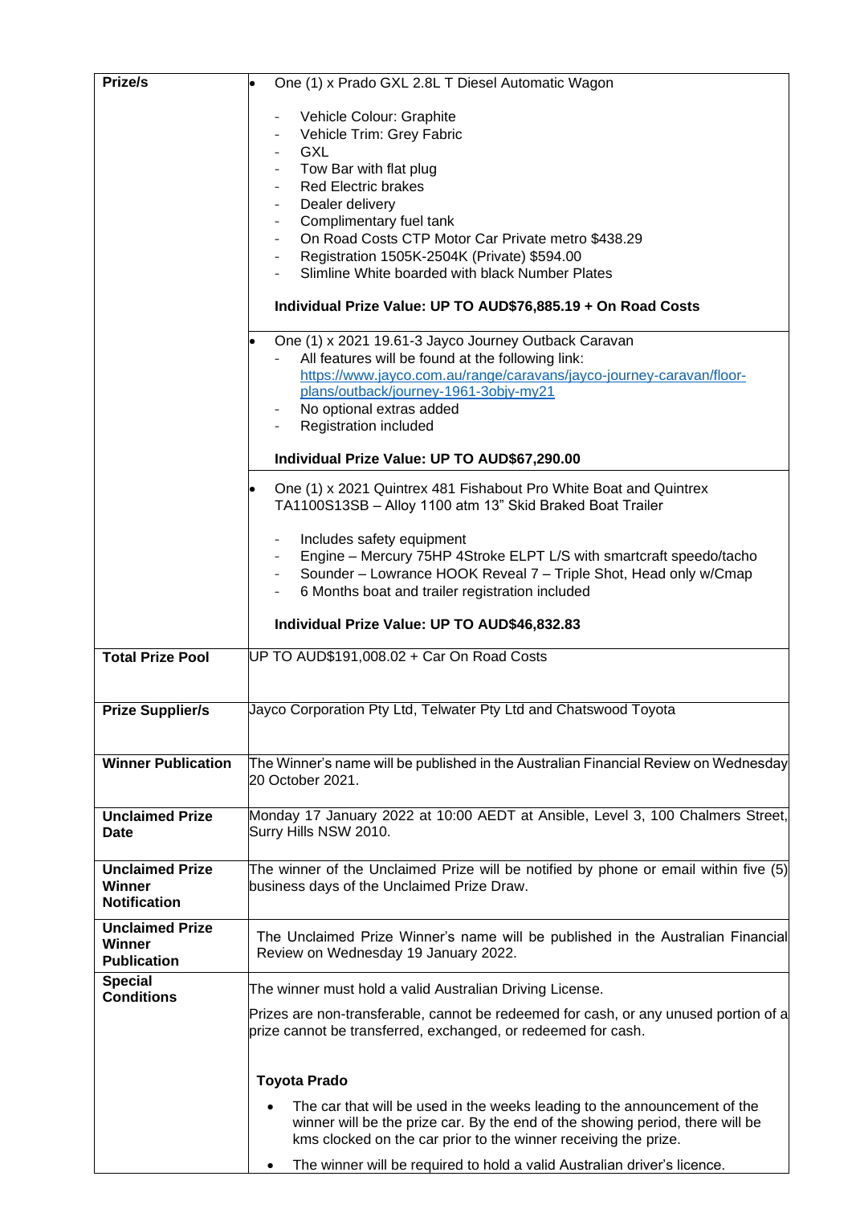| | |
|---|---|
| **Prize/s** | • One (1) x Prado GXL 2.8L T Diesel Automatic Wagon<br><br>- Vehicle Colour: Graphite<br>- Vehicle Trim: Grey Fabric<br>- GXL<br>- Tow Bar with flat plug<br>- Red Electric brakes<br>- Dealer delivery<br>- Complimentary fuel tank<br>- On Road Costs CTP Motor Car Private metro $438.29<br>- Registration 1505K-2504K (Private) $594.00<br>- Slimline White boarded with black Number Plates<br><br>**Individual Prize Value: UP TO AUD$76,885.19 + On Road Costs** |
| | • One (1) x 2021 19.61-3 Jayco Journey Outback Caravan<br>- All features will be found at the following link: https://www.jayco.com.au/range/caravans/jayco-journey-caravan/floor-plans/outback/journey-1961-3objy-my21<br>- No optional extras added<br>- Registration included<br><br>**Individual Prize Value: UP TO AUD$67,290.00** |
| | • One (1) x 2021 Quintrex 481 Fishabout Pro White Boat and Quintrex TA1100S13SB – Alloy 1100 atm 13" Skid Braked Boat Trailer<br><br>- Includes safety equipment<br>- Engine – Mercury 75HP 4Stroke ELPT L/S with smartcraft speedo/tacho<br>- Sounder – Lowrance HOOK Reveal 7 – Triple Shot, Head only w/Cmap<br>- 6 Months boat and trailer registration included<br><br>**Individual Prize Value: UP TO AUD$46,832.83** |
| **Total Prize Pool** | UP TO AUD$191,008.02 + Car On Road Costs |
| **Prize Supplier/s** | Jayco Corporation Pty Ltd, Telwater Pty Ltd and Chatswood Toyota |
| **Winner Publication** | The Winner's name will be published in the Australian Financial Review on Wednesday 20 October 2021. |
| **Unclaimed Prize Date** | Monday 17 January 2022 at 10:00 AEDT at Ansible, Level 3, 100 Chalmers Street, Surry Hills NSW 2010. |
| **Unclaimed Prize Winner Notification** | The winner of the Unclaimed Prize will be notified by phone or email within five (5) business days of the Unclaimed Prize Draw. |
| **Unclaimed Prize Winner Publication** | The Unclaimed Prize Winner's name will be published in the Australian Financial Review on Wednesday 19 January 2022. |
| **Special Conditions** | The winner must hold a valid Australian Driving License.<br><br>Prizes are non-transferable, cannot be redeemed for cash, or any unused portion of a prize cannot be transferred, exchanged, or redeemed for cash.<br><br>**Toyota Prado**<br><br>• The car that will be used in the weeks leading to the announcement of the winner will be the prize car. By the end of the showing period, there will be kms clocked on the car prior to the winner receiving the prize.<br>• The winner will be required to hold a valid Australian driver's licence. |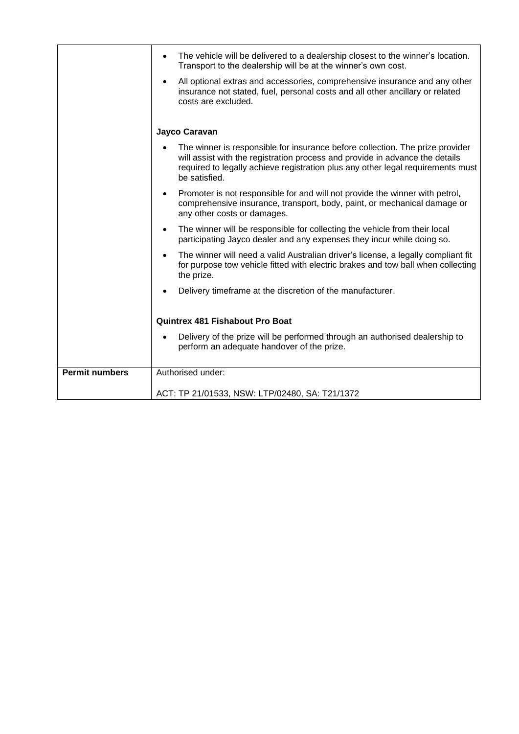| | |
|---|---|
| | • The vehicle will be delivered to a dealership closest to the winner's location. Transport to the dealership will be at the winner's own cost.<br>• All optional extras and accessories, comprehensive insurance and any other insurance not stated, fuel, personal costs and all other ancillary or related costs are excluded.<br><br>**Jayco Caravan**<br><br>• The winner is responsible for insurance before collection. The prize provider will assist with the registration process and provide in advance the details required to legally achieve registration plus any other legal requirements must be satisfied.<br>• Promoter is not responsible for and will not provide the winner with petrol, comprehensive insurance, transport, body, paint, or mechanical damage or any other costs or damages.<br>• The winner will be responsible for collecting the vehicle from their local participating Jayco dealer and any expenses they incur while doing so.<br>• The winner will need a valid Australian driver's license, a legally compliant fit for purpose tow vehicle fitted with electric brakes and tow ball when collecting the prize.<br>• Delivery timeframe at the discretion of the manufacturer.<br><br>**Quintrex 481 Fishabout Pro Boat**<br><br>• Delivery of the prize will be performed through an authorised dealership to perform an adequate handover of the prize. |
| **Permit numbers** | Authorised under:<br><br>ACT: TP 21/01533, NSW: LTP/02480, SA: T21/1372 |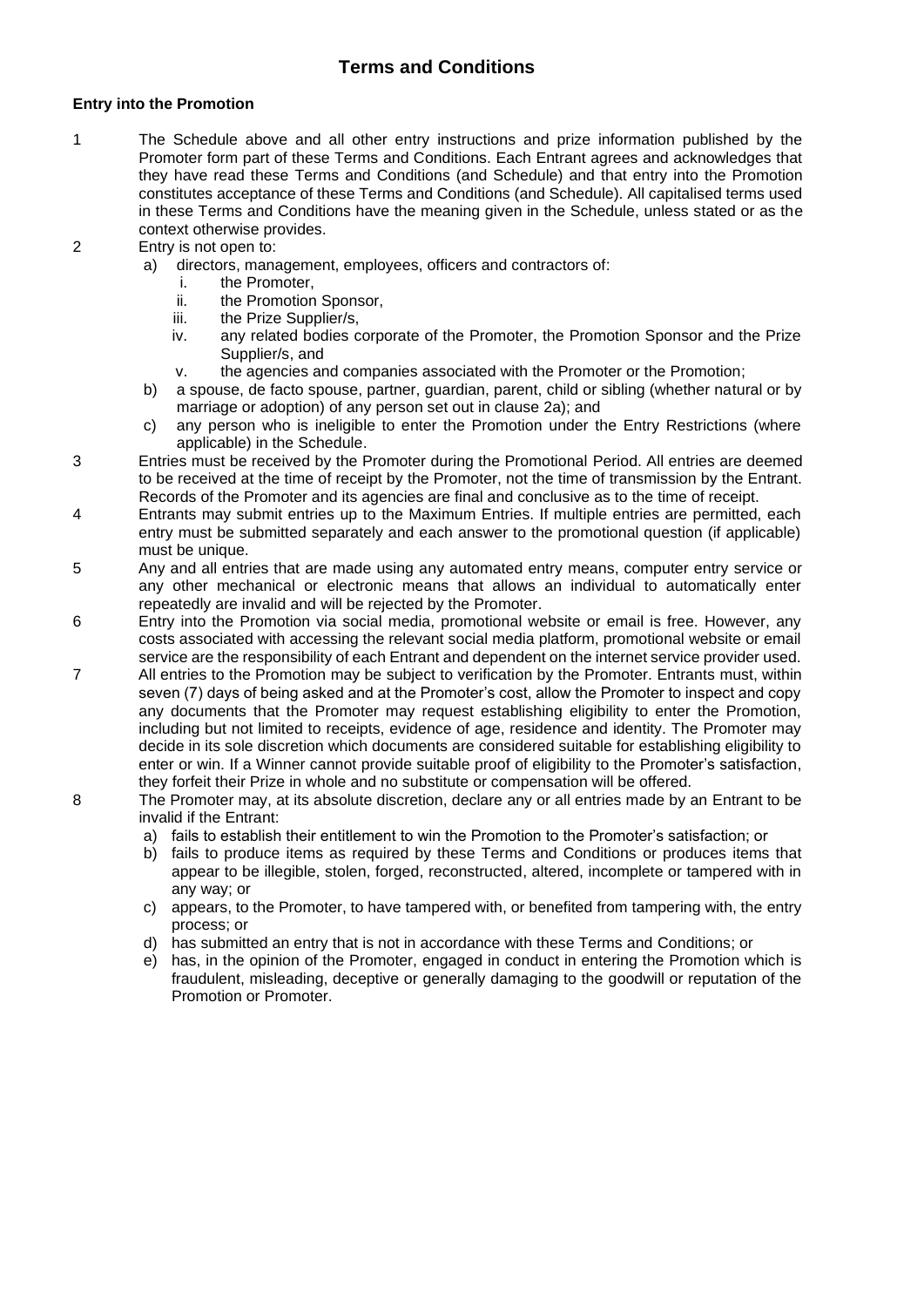# Terms and Conditions

**Entry into the Promotion**

1 The Schedule above and all other entry instructions and prize information published by the Promoter form part of these Terms and Conditions. Each Entrant agrees and acknowledges that they have read these Terms and Conditions (and Schedule) and that entry into the Promotion constitutes acceptance of these Terms and Conditions (and Schedule). All capitalised terms used in these Terms and Conditions have the meaning given in the Schedule, unless stated or as the context otherwise provides.

2 Entry is not open to:

   a) directors, management, employees, officers and contractors of:
      i. the Promoter,
      ii. the Promotion Sponsor,
      iii. the Prize Supplier/s,
      iv. any related bodies corporate of the Promoter, the Promotion Sponsor and the Prize Supplier/s, and
      v. the agencies and companies associated with the Promoter or the Promotion;

   b) a spouse, de facto spouse, partner, guardian, parent, child or sibling (whether natural or by marriage or adoption) of any person set out in clause 2a); and

   c) any person who is ineligible to enter the Promotion under the Entry Restrictions (where applicable) in the Schedule.

3 Entries must be received by the Promoter during the Promotional Period. All entries are deemed to be received at the time of receipt by the Promoter, not the time of transmission by the Entrant. Records of the Promoter and its agencies are final and conclusive as to the time of receipt.

4 Entrants may submit entries up to the Maximum Entries. If multiple entries are permitted, each entry must be submitted separately and each answer to the promotional question (if applicable) must be unique.

5 Any and all entries that are made using any automated entry means, computer entry service or any other mechanical or electronic means that allows an individual to automatically enter repeatedly are invalid and will be rejected by the Promoter.

6 Entry into the Promotion via social media, promotional website or email is free. However, any costs associated with accessing the relevant social media platform, promotional website or email service are the responsibility of each Entrant and dependent on the internet service provider used.

7 All entries to the Promotion may be subject to verification by the Promoter. Entrants must, within seven (7) days of being asked and at the Promoter's cost, allow the Promoter to inspect and copy any documents that the Promoter may request establishing eligibility to enter the Promotion, including but not limited to receipts, evidence of age, residence and identity. The Promoter may decide in its sole discretion which documents are considered suitable for establishing eligibility to enter or win. If a Winner cannot provide suitable proof of eligibility to the Promoter's satisfaction, they forfeit their Prize in whole and no substitute or compensation will be offered.

8 The Promoter may, at its absolute discretion, declare any or all entries made by an Entrant to be invalid if the Entrant:

   a) fails to establish their entitlement to win the Promotion to the Promoter's satisfaction; or
   b) fails to produce items as required by these Terms and Conditions or produces items that appear to be illegible, stolen, forged, reconstructed, altered, incomplete or tampered with in any way; or
   c) appears, to the Promoter, to have tampered with, or benefited from tampering with, the entry process; or
   d) has submitted an entry that is not in accordance with these Terms and Conditions; or
   e) has, in the opinion of the Promoter, engaged in conduct in entering the Promotion which is fraudulent, misleading, deceptive or generally damaging to the goodwill or reputation of the Promotion or Promoter.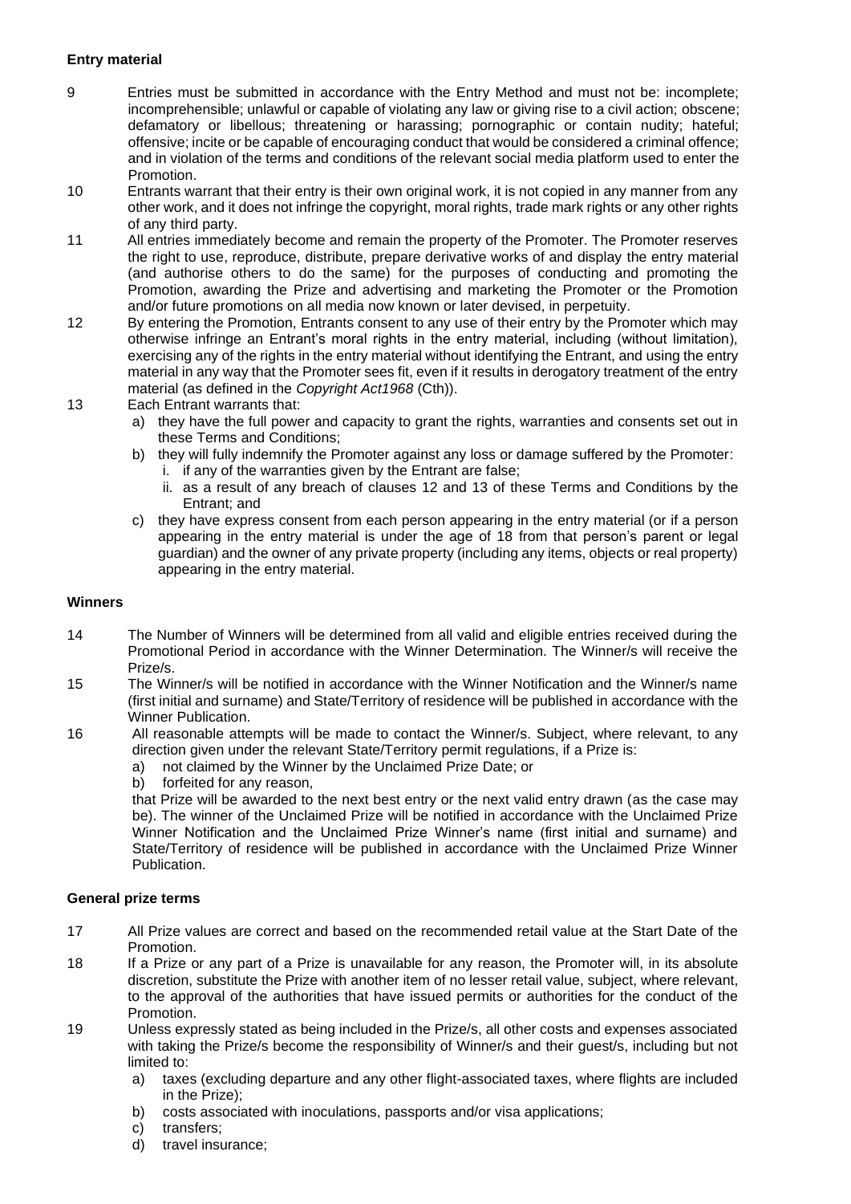**Entry material**

9 Entries must be submitted in accordance with the Entry Method and must not be: incomplete; incomprehensible; unlawful or capable of violating any law or giving rise to a civil action; obscene; defamatory or libellous; threatening or harassing; pornographic or contain nudity; hateful; offensive; incite or be capable of encouraging conduct that would be considered a criminal offence; and in violation of the terms and conditions of the relevant social media platform used to enter the Promotion.

10 Entrants warrant that their entry is their own original work, it is not copied in any manner from any other work, and it does not infringe the copyright, moral rights, trade mark rights or any other rights of any third party.

11 All entries immediately become and remain the property of the Promoter. The Promoter reserves the right to use, reproduce, distribute, prepare derivative works of and display the entry material (and authorise others to do the same) for the purposes of conducting and promoting the Promotion, awarding the Prize and advertising and marketing the Promoter or the Promotion and/or future promotions on all media now known or later devised, in perpetuity.

12 By entering the Promotion, Entrants consent to any use of their entry by the Promoter which may otherwise infringe an Entrant's moral rights in the entry material, including (without limitation), exercising any of the rights in the entry material without identifying the Entrant, and using the entry material in any way that the Promoter sees fit, even if it results in derogatory treatment of the entry material (as defined in the *Copyright Act1968* (Cth)).

13 Each Entrant warrants that:

a) they have the full power and capacity to grant the rights, warranties and consents set out in these Terms and Conditions;
b) they will fully indemnify the Promoter against any loss or damage suffered by the Promoter:
   i. if any of the warranties given by the Entrant are false;
   ii. as a result of any breach of clauses 12 and 13 of these Terms and Conditions by the Entrant; and
c) they have express consent from each person appearing in the entry material (or if a person appearing in the entry material is under the age of 18 from that person's parent or legal guardian) and the owner of any private property (including any items, objects or real property) appearing in the entry material.

**Winners**

14 The Number of Winners will be determined from all valid and eligible entries received during the Promotional Period in accordance with the Winner Determination. The Winner/s will receive the Prize/s.

15 The Winner/s will be notified in accordance with the Winner Notification and the Winner/s name (first initial and surname) and State/Territory of residence will be published in accordance with the Winner Publication.

16 All reasonable attempts will be made to contact the Winner/s. Subject, where relevant, to any direction given under the relevant State/Territory permit regulations, if a Prize is:

a) not claimed by the Winner by the Unclaimed Prize Date; or
b) forfeited for any reason,

that Prize will be awarded to the next best entry or the next valid entry drawn (as the case may be). The winner of the Unclaimed Prize will be notified in accordance with the Unclaimed Prize Winner Notification and the Unclaimed Prize Winner's name (first initial and surname) and State/Territory of residence will be published in accordance with the Unclaimed Prize Winner Publication.

**General prize terms**

17 All Prize values are correct and based on the recommended retail value at the Start Date of the Promotion.

18 If a Prize or any part of a Prize is unavailable for any reason, the Promoter will, in its absolute discretion, substitute the Prize with another item of no lesser retail value, subject, where relevant, to the approval of the authorities that have issued permits or authorities for the conduct of the Promotion.

19 Unless expressly stated as being included in the Prize/s, all other costs and expenses associated with taking the Prize/s become the responsibility of Winner/s and their guest/s, including but not limited to:

a) taxes (excluding departure and any other flight-associated taxes, where flights are included in the Prize);
b) costs associated with inoculations, passports and/or visa applications;
c) transfers;
d) travel insurance;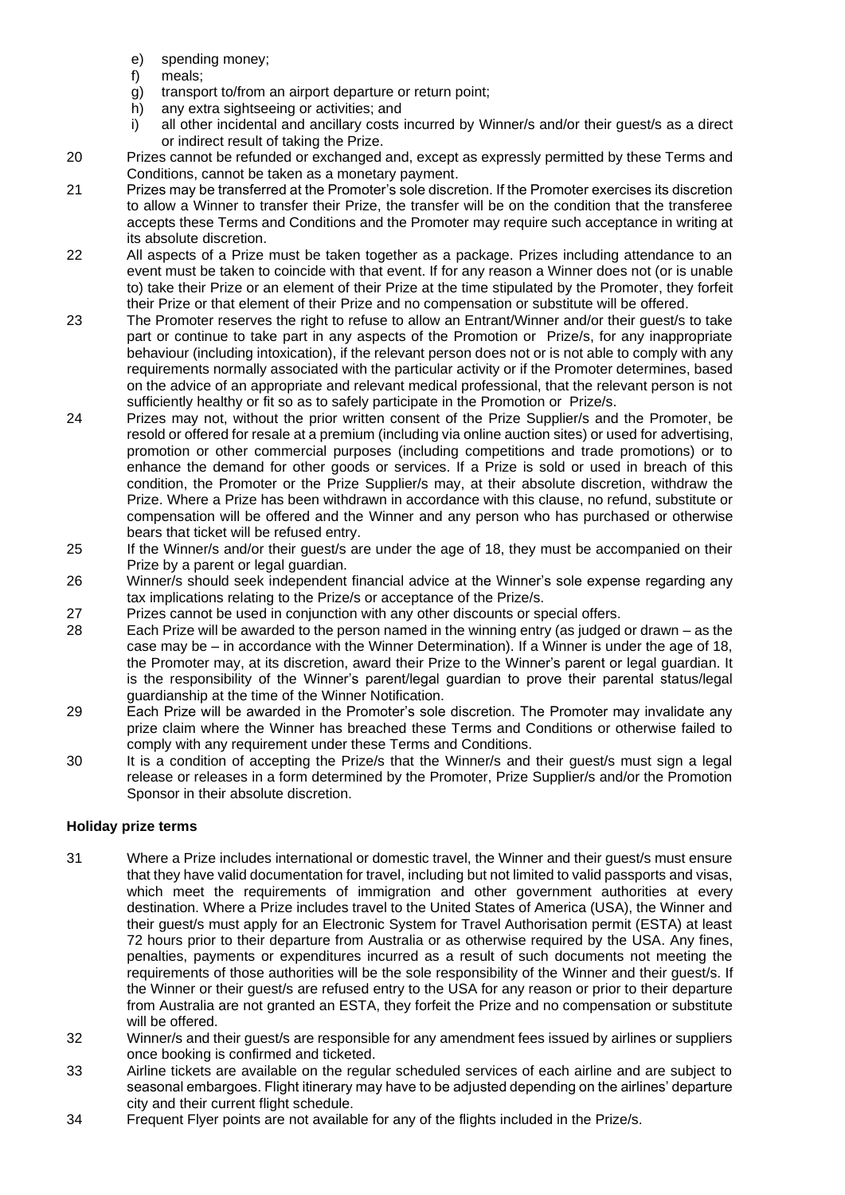e) spending money;
f) meals;
g) transport to/from an airport departure or return point;
h) any extra sightseeing or activities; and
i) all other incidental and ancillary costs incurred by Winner/s and/or their guest/s as a direct or indirect result of taking the Prize.

20 Prizes cannot be refunded or exchanged and, except as expressly permitted by these Terms and Conditions, cannot be taken as a monetary payment.

21 Prizes may be transferred at the Promoter's sole discretion. If the Promoter exercises its discretion to allow a Winner to transfer their Prize, the transfer will be on the condition that the transferee accepts these Terms and Conditions and the Promoter may require such acceptance in writing at its absolute discretion.

22 All aspects of a Prize must be taken together as a package. Prizes including attendance to an event must be taken to coincide with that event. If for any reason a Winner does not (or is unable to) take their Prize or an element of their Prize at the time stipulated by the Promoter, they forfeit their Prize or that element of their Prize and no compensation or substitute will be offered.

23 The Promoter reserves the right to refuse to allow an Entrant/Winner and/or their guest/s to take part or continue to take part in any aspects of the Promotion or Prize/s, for any inappropriate behaviour (including intoxication), if the relevant person does not or is not able to comply with any requirements normally associated with the particular activity or if the Promoter determines, based on the advice of an appropriate and relevant medical professional, that the relevant person is not sufficiently healthy or fit so as to safely participate in the Promotion or Prize/s.

24 Prizes may not, without the prior written consent of the Prize Supplier/s and the Promoter, be resold or offered for resale at a premium (including via online auction sites) or used for advertising, promotion or other commercial purposes (including competitions and trade promotions) or to enhance the demand for other goods or services. If a Prize is sold or used in breach of this condition, the Promoter or the Prize Supplier/s may, at their absolute discretion, withdraw the Prize. Where a Prize has been withdrawn in accordance with this clause, no refund, substitute or compensation will be offered and the Winner and any person who has purchased or otherwise bears that ticket will be refused entry.

25 If the Winner/s and/or their guest/s are under the age of 18, they must be accompanied on their Prize by a parent or legal guardian.

26 Winner/s should seek independent financial advice at the Winner's sole expense regarding any tax implications relating to the Prize/s or acceptance of the Prize/s.

27 Prizes cannot be used in conjunction with any other discounts or special offers.

28 Each Prize will be awarded to the person named in the winning entry (as judged or drawn – as the case may be – in accordance with the Winner Determination). If a Winner is under the age of 18, the Promoter may, at its discretion, award their Prize to the Winner's parent or legal guardian. It is the responsibility of the Winner's parent/legal guardian to prove their parental status/legal guardianship at the time of the Winner Notification.

29 Each Prize will be awarded in the Promoter's sole discretion. The Promoter may invalidate any prize claim where the Winner has breached these Terms and Conditions or otherwise failed to comply with any requirement under these Terms and Conditions.

30 It is a condition of accepting the Prize/s that the Winner/s and their guest/s must sign a legal release or releases in a form determined by the Promoter, Prize Supplier/s and/or the Promotion Sponsor in their absolute discretion.

**Holiday prize terms**

31 Where a Prize includes international or domestic travel, the Winner and their guest/s must ensure that they have valid documentation for travel, including but not limited to valid passports and visas, which meet the requirements of immigration and other government authorities at every destination. Where a Prize includes travel to the United States of America (USA), the Winner and their guest/s must apply for an Electronic System for Travel Authorisation permit (ESTA) at least 72 hours prior to their departure from Australia or as otherwise required by the USA. Any fines, penalties, payments or expenditures incurred as a result of such documents not meeting the requirements of those authorities will be the sole responsibility of the Winner and their guest/s. If the Winner or their guest/s are refused entry to the USA for any reason or prior to their departure from Australia are not granted an ESTA, they forfeit the Prize and no compensation or substitute will be offered.

32 Winner/s and their guest/s are responsible for any amendment fees issued by airlines or suppliers once booking is confirmed and ticketed.

33 Airline tickets are available on the regular scheduled services of each airline and are subject to seasonal embargoes. Flight itinerary may have to be adjusted depending on the airlines' departure city and their current flight schedule.

34 Frequent Flyer points are not available for any of the flights included in the Prize/s.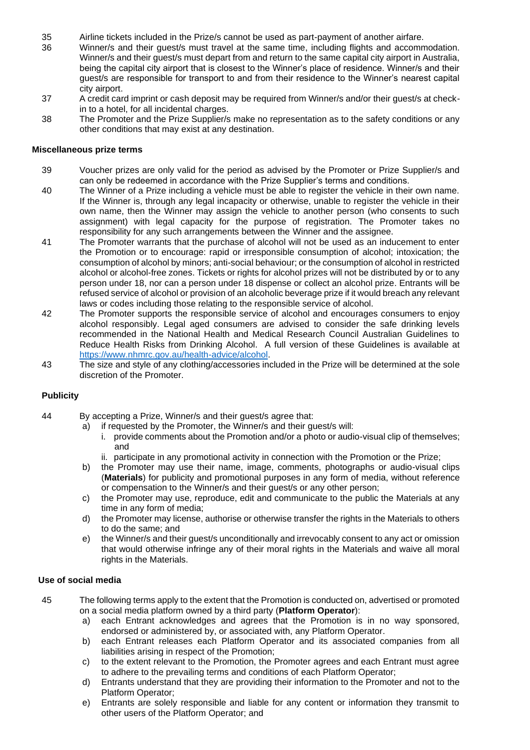35 Airline tickets included in the Prize/s cannot be used as part-payment of another airfare.

36 Winner/s and their guest/s must travel at the same time, including flights and accommodation. Winner/s and their guest/s must depart from and return to the same capital city airport in Australia, being the capital city airport that is closest to the Winner's place of residence. Winner/s and their guest/s are responsible for transport to and from their residence to the Winner's nearest capital city airport.

37 A credit card imprint or cash deposit may be required from Winner/s and/or their guest/s at check-in to a hotel, for all incidental charges.

38 The Promoter and the Prize Supplier/s make no representation as to the safety conditions or any other conditions that may exist at any destination.

**Miscellaneous prize terms**

39 Voucher prizes are only valid for the period as advised by the Promoter or Prize Supplier/s and can only be redeemed in accordance with the Prize Supplier's terms and conditions.

40 The Winner of a Prize including a vehicle must be able to register the vehicle in their own name. If the Winner is, through any legal incapacity or otherwise, unable to register the vehicle in their own name, then the Winner may assign the vehicle to another person (who consents to such assignment) with legal capacity for the purpose of registration. The Promoter takes no responsibility for any such arrangements between the Winner and the assignee.

41 The Promoter warrants that the purchase of alcohol will not be used as an inducement to enter the Promotion or to encourage: rapid or irresponsible consumption of alcohol; intoxication; the consumption of alcohol by minors; anti-social behaviour; or the consumption of alcohol in restricted alcohol or alcohol-free zones. Tickets or rights for alcohol prizes will not be distributed by or to any person under 18, nor can a person under 18 dispense or collect an alcohol prize. Entrants will be refused service of alcohol or provision of an alcoholic beverage prize if it would breach any relevant laws or codes including those relating to the responsible service of alcohol.

42 The Promoter supports the responsible service of alcohol and encourages consumers to enjoy alcohol responsibly. Legal aged consumers are advised to consider the safe drinking levels recommended in the National Health and Medical Research Council Australian Guidelines to Reduce Health Risks from Drinking Alcohol. A full version of these Guidelines is available at https://www.nhmrc.gov.au/health-advice/alcohol.

43 The size and style of any clothing/accessories included in the Prize will be determined at the sole discretion of the Promoter.

**Publicity**

44 By accepting a Prize, Winner/s and their guest/s agree that:

a) if requested by the Promoter, the Winner/s and their guest/s will:
   i. provide comments about the Promotion and/or a photo or audio-visual clip of themselves; and
   ii. participate in any promotional activity in connection with the Promotion or the Prize;

b) the Promoter may use their name, image, comments, photographs or audio-visual clips (**Materials**) for publicity and promotional purposes in any form of media, without reference or compensation to the Winner/s and their guest/s or any other person;

c) the Promoter may use, reproduce, edit and communicate to the public the Materials at any time in any form of media;

d) the Promoter may license, authorise or otherwise transfer the rights in the Materials to others to do the same; and

e) the Winner/s and their guest/s unconditionally and irrevocably consent to any act or omission that would otherwise infringe any of their moral rights in the Materials and waive all moral rights in the Materials.

**Use of social media**

45 The following terms apply to the extent that the Promotion is conducted on, advertised or promoted on a social media platform owned by a third party (**Platform Operator**):

a) each Entrant acknowledges and agrees that the Promotion is in no way sponsored, endorsed or administered by, or associated with, any Platform Operator.

b) each Entrant releases each Platform Operator and its associated companies from all liabilities arising in respect of the Promotion;

c) to the extent relevant to the Promotion, the Promoter agrees and each Entrant must agree to adhere to the prevailing terms and conditions of each Platform Operator;

d) Entrants understand that they are providing their information to the Promoter and not to the Platform Operator;

e) Entrants are solely responsible and liable for any content or information they transmit to other users of the Platform Operator; and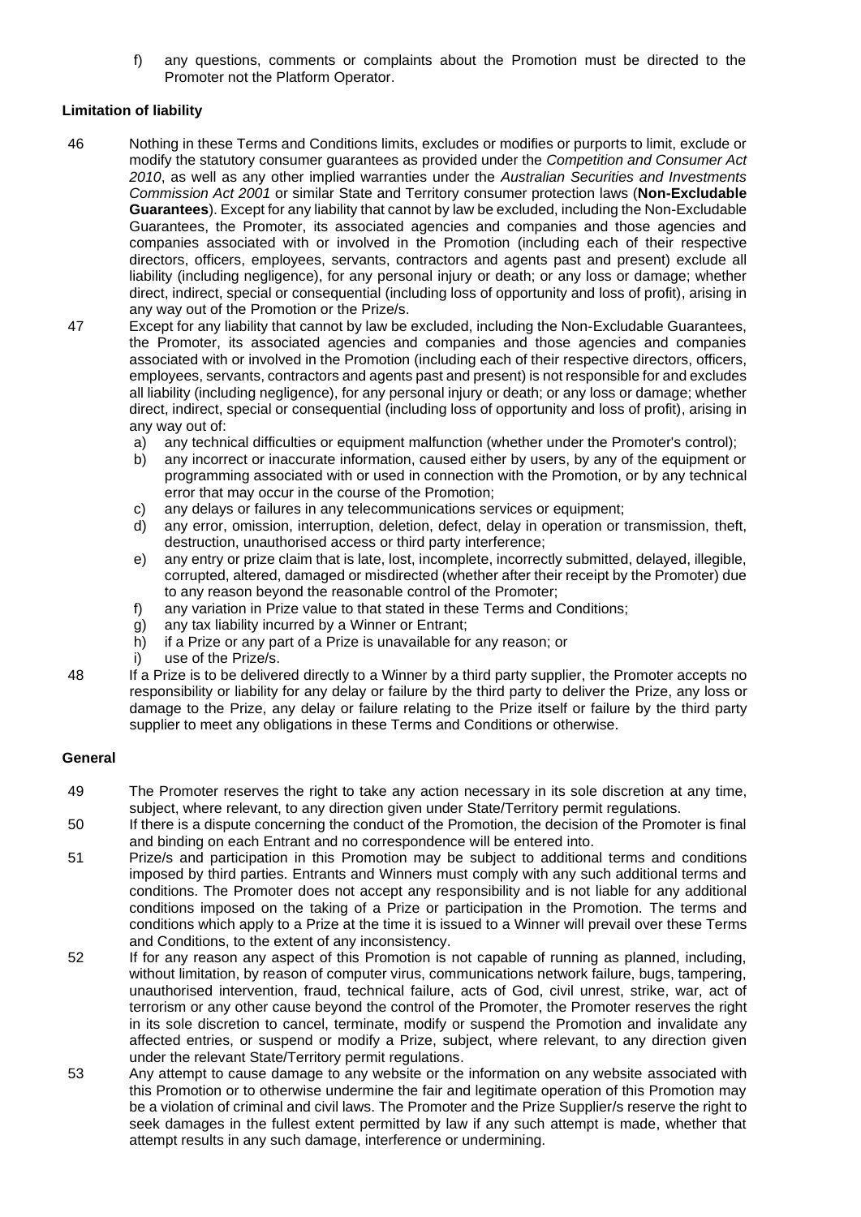f) any questions, comments or complaints about the Promotion must be directed to the Promoter not the Platform Operator.

### Limitation of liability

46 Nothing in these Terms and Conditions limits, excludes or modifies or purports to limit, exclude or modify the statutory consumer guarantees as provided under the *Competition and Consumer Act 2010*, as well as any other implied warranties under the *Australian Securities and Investments Commission Act 2001* or similar State and Territory consumer protection laws (**Non-Excludable Guarantees**). Except for any liability that cannot by law be excluded, including the Non-Excludable Guarantees, the Promoter, its associated agencies and companies and those agencies and companies associated with or involved in the Promotion (including each of their respective directors, officers, employees, servants, contractors and agents past and present) exclude all liability (including negligence), for any personal injury or death; or any loss or damage; whether direct, indirect, special or consequential (including loss of opportunity and loss of profit), arising in any way out of the Promotion or the Prize/s.

47 Except for any liability that cannot by law be excluded, including the Non-Excludable Guarantees, the Promoter, its associated agencies and companies and those agencies and companies associated with or involved in the Promotion (including each of their respective directors, officers, employees, servants, contractors and agents past and present) is not responsible for and excludes all liability (including negligence), for any personal injury or death; or any loss or damage; whether direct, indirect, special or consequential (including loss of opportunity and loss of profit), arising in any way out of:

a) any technical difficulties or equipment malfunction (whether under the Promoter's control);
b) any incorrect or inaccurate information, caused either by users, by any of the equipment or programming associated with or used in connection with the Promotion, or by any technical error that may occur in the course of the Promotion;
c) any delays or failures in any telecommunications services or equipment;
d) any error, omission, interruption, deletion, defect, delay in operation or transmission, theft, destruction, unauthorised access or third party interference;
e) any entry or prize claim that is late, lost, incomplete, incorrectly submitted, delayed, illegible, corrupted, altered, damaged or misdirected (whether after their receipt by the Promoter) due to any reason beyond the reasonable control of the Promoter;
f) any variation in Prize value to that stated in these Terms and Conditions;
g) any tax liability incurred by a Winner or Entrant;
h) if a Prize or any part of a Prize is unavailable for any reason; or
i) use of the Prize/s.

48 If a Prize is to be delivered directly to a Winner by a third party supplier, the Promoter accepts no responsibility or liability for any delay or failure by the third party to deliver the Prize, any loss or damage to the Prize, any delay or failure relating to the Prize itself or failure by the third party supplier to meet any obligations in these Terms and Conditions or otherwise.

### General

49 The Promoter reserves the right to take any action necessary in its sole discretion at any time, subject, where relevant, to any direction given under State/Territory permit regulations.

50 If there is a dispute concerning the conduct of the Promotion, the decision of the Promoter is final and binding on each Entrant and no correspondence will be entered into.

51 Prize/s and participation in this Promotion may be subject to additional terms and conditions imposed by third parties. Entrants and Winners must comply with any such additional terms and conditions. The Promoter does not accept any responsibility and is not liable for any additional conditions imposed on the taking of a Prize or participation in the Promotion. The terms and conditions which apply to a Prize at the time it is issued to a Winner will prevail over these Terms and Conditions, to the extent of any inconsistency.

52 If for any reason any aspect of this Promotion is not capable of running as planned, including, without limitation, by reason of computer virus, communications network failure, bugs, tampering, unauthorised intervention, fraud, technical failure, acts of God, civil unrest, strike, war, act of terrorism or any other cause beyond the control of the Promoter, the Promoter reserves the right in its sole discretion to cancel, terminate, modify or suspend the Promotion and invalidate any affected entries, or suspend or modify a Prize, subject, where relevant, to any direction given under the relevant State/Territory permit regulations.

53 Any attempt to cause damage to any website or the information on any website associated with this Promotion or to otherwise undermine the fair and legitimate operation of this Promotion may be a violation of criminal and civil laws. The Promoter and the Prize Supplier/s reserve the right to seek damages in the fullest extent permitted by law if any such attempt is made, whether that attempt results in any such damage, interference or undermining.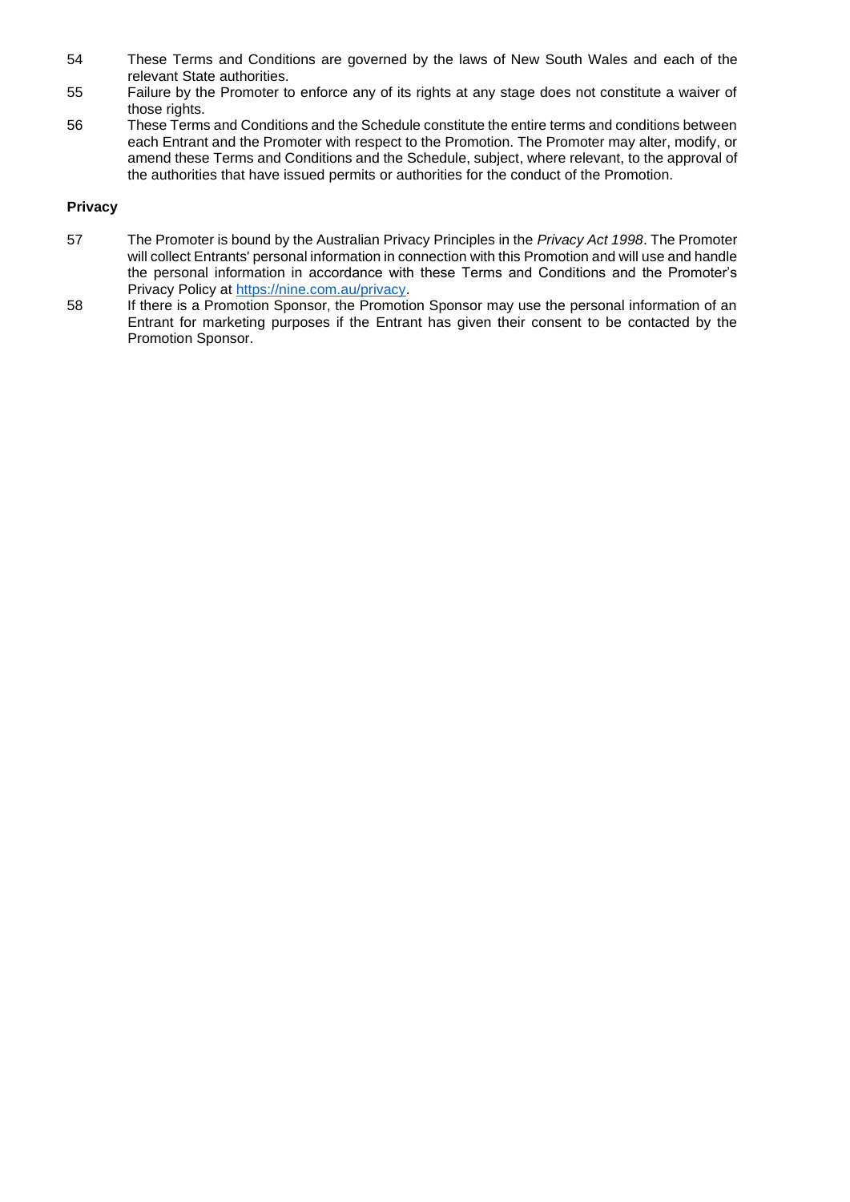54 These Terms and Conditions are governed by the laws of New South Wales and each of the relevant State authorities.

55 Failure by the Promoter to enforce any of its rights at any stage does not constitute a waiver of those rights.

56 These Terms and Conditions and the Schedule constitute the entire terms and conditions between each Entrant and the Promoter with respect to the Promotion. The Promoter may alter, modify, or amend these Terms and Conditions and the Schedule, subject, where relevant, to the approval of the authorities that have issued permits or authorities for the conduct of the Promotion.

**Privacy**

57 The Promoter is bound by the Australian Privacy Principles in the *Privacy Act 1998*. The Promoter will collect Entrants' personal information in connection with this Promotion and will use and handle the personal information in accordance with these Terms and Conditions and the Promoter's Privacy Policy at [https://nine.com.au/privacy](https://nine.com.au/privacy).

58 If there is a Promotion Sponsor, the Promotion Sponsor may use the personal information of an Entrant for marketing purposes if the Entrant has given their consent to be contacted by the Promotion Sponsor.